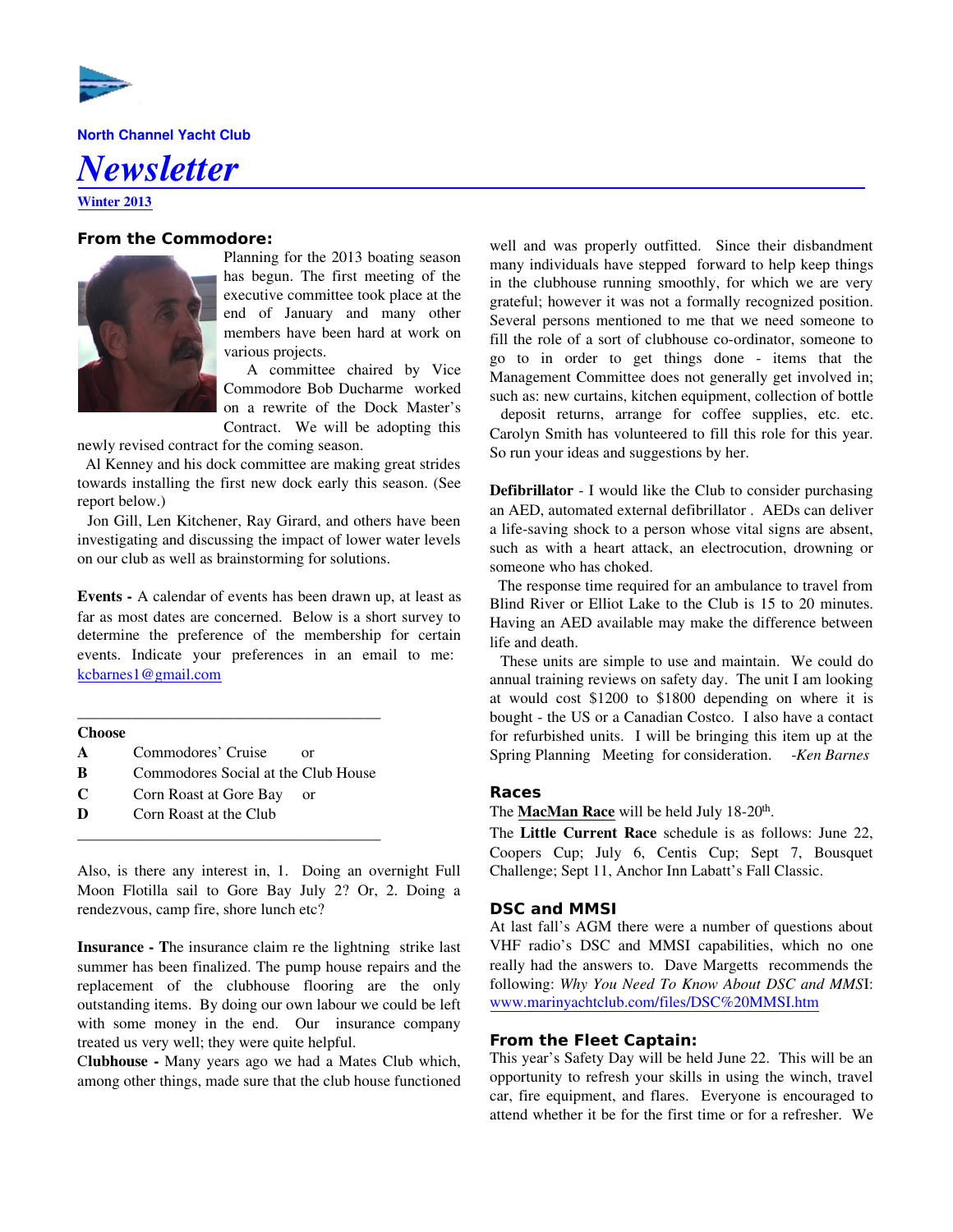North Channel Yacht Club

# Newsletter

Winter 2013

## From the Commodore:

Planning for the 2013 boating season has begun. The first meeting of the executive committee took place at the end of January and many other members have been hard at work on various projects.

A committee chaired by Vice Commodore Bob Ducharme worked on a rewrite of the Dock Master's Contract. We will be adopting this newly revised contract for the coming season.

Al Kenney and his dock committee are making great strides towards installing the first new dock early this season. (See report below.)

Jon Gill, Len Kitchener, Ray Girard, and others have been investigating and discussing the impact of lower water levels on our club as well as brainstorming for solutions.

**Events -** A calendar of events has been drawn up, at least as far as most dates are concerned. Below is a short survey to determine the preference of the membership for certain events. Indicate your preferences in an email to me: kcbarnes1@gmail.com

---

**Choose**

| | | |
|---|---|---|
| **A** | Commodores' Cruise | or |
| **B** | Commodores Social at the Club House | |
| **C** | Corn Roast at Gore Bay | or |
| **D** | Corn Roast at the Club | |

---

Also, is there any interest in, 1. Doing an overnight Full Moon Flotilla sail to Gore Bay July 2? Or, 2. Doing a rendezvous, camp fire, shore lunch etc?

**Insurance - T**he insurance claim re the lightning strike last summer has been finalized. The pump house repairs and the replacement of the clubhouse flooring are the only outstanding items. By doing our own labour we could be left with some money in the end. Our insurance company treated us very well; they were quite helpful.

**Clubhouse -** Many years ago we had a Mates Club which, among other things, made sure that the club house functioned well and was properly outfitted. Since their disbandment many individuals have stepped forward to help keep things in the clubhouse running smoothly, for which we are very grateful; however it was not a formally recognized position. Several persons mentioned to me that we need someone to fill the role of a sort of clubhouse co-ordinator, someone to go to in order to get things done - items that the Management Committee does not generally get involved in; such as: new curtains, kitchen equipment, collection of bottle deposit returns, arrange for coffee supplies, etc. etc. Carolyn Smith has volunteered to fill this role for this year. So run your ideas and suggestions by her.

**Defibrillator** - I would like the Club to consider purchasing an AED, automated external defibrillator . AEDs can deliver a life-saving shock to a person whose vital signs are absent, such as with a heart attack, an electrocution, drowning or someone who has choked.

The response time required for an ambulance to travel from Blind River or Elliot Lake to the Club is 15 to 20 minutes. Having an AED available may make the difference between life and death.

These units are simple to use and maintain. We could do annual training reviews on safety day. The unit I am looking at would cost $1200 to $1800 depending on where it is bought - the US or a Canadian Costco. I also have a contact for refurbished units. I will be bringing this item up at the Spring Planning Meeting for consideration. *-Ken Barnes*

## Races

The **MacMan Race** will be held July 18-20th.

The **Little Current Race** schedule is as follows: June 22, Coopers Cup; July 6, Centis Cup; Sept 7, Bousquet Challenge; Sept 11, Anchor Inn Labatt's Fall Classic.

## DSC and MMSI

At last fall's AGM there were a number of questions about VHF radio's DSC and MMSI capabilities, which no one really had the answers to. Dave Margetts recommends the following: *Why You Need To Know About DSC and MMS*I: www.marinyachtclub.com/files/DSC%20MMSI.htm

## From the Fleet Captain:

This year's Safety Day will be held June 22. This will be an opportunity to refresh your skills in using the winch, travel car, fire equipment, and flares. Everyone is encouraged to attend whether it be for the first time or for a refresher. We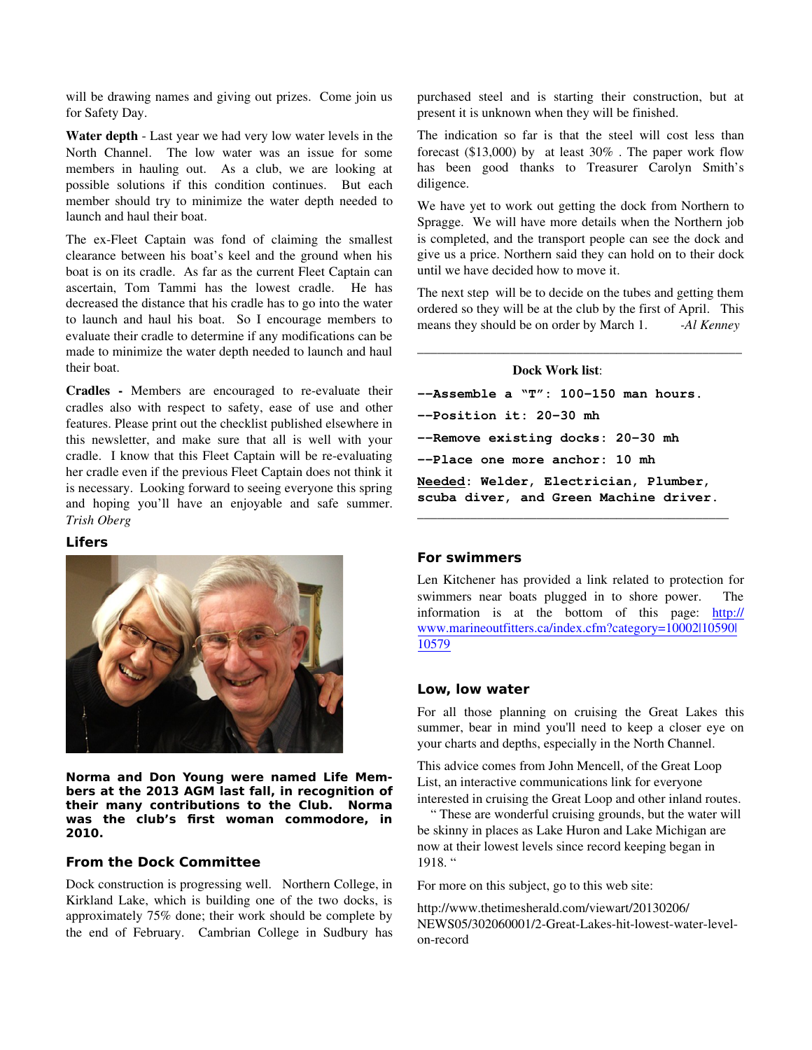will be drawing names and giving out prizes. Come join us for Safety Day.

**Water depth** - Last year we had very low water levels in the North Channel. The low water was an issue for some members in hauling out. As a club, we are looking at possible solutions if this condition continues. But each member should try to minimize the water depth needed to launch and haul their boat.

The ex-Fleet Captain was fond of claiming the smallest clearance between his boat's keel and the ground when his boat is on its cradle. As far as the current Fleet Captain can ascertain, Tom Tammi has the lowest cradle. He has decreased the distance that his cradle has to go into the water to launch and haul his boat. So I encourage members to evaluate their cradle to determine if any modifications can be made to minimize the water depth needed to launch and haul their boat.

**Cradles -** Members are encouraged to re-evaluate their cradles also with respect to safety, ease of use and other features. Please print out the checklist published elsewhere in this newsletter, and make sure that all is well with your cradle. I know that this Fleet Captain will be re-evaluating her cradle even if the previous Fleet Captain does not think it is necessary. Looking forward to seeing everyone this spring and hoping you'll have an enjoyable and safe summer. *Trish Oberg*

## Lifers

**Norma and Don Young were named Life Members at the 2013 AGM last fall, in recognition of their many contributions to the Club. Norma was the club's first woman commodore, in 2010.**

## From the Dock Committee

Dock construction is progressing well. Northern College, in Kirkland Lake, which is building one of the two docks, is approximately 75% done; their work should be complete by the end of February. Cambrian College in Sudbury has purchased steel and is starting their construction, but at present it is unknown when they will be finished.

The indication so far is that the steel will cost less than forecast ($13,000) by at least 30% . The paper work flow has been good thanks to Treasurer Carolyn Smith's diligence.

We have yet to work out getting the dock from Northern to Spragge. We will have more details when the Northern job is completed, and the transport people can see the dock and give us a price. Northern said they can hold on to their dock until we have decided how to move it.

The next step will be to decide on the tubes and getting them ordered so they will be at the club by the first of April. This means they should be on order by March 1. *-Al Kenney*

---

**Dock Work list**:

**--Assemble a "T": 100-150 man hours.**

**--Position it: 20-30 mh**

**--Remove existing docks: 20-30 mh**

**--Place one more anchor: 10 mh**

**Needed: Welder, Electrician, Plumber, scuba diver, and Green Machine driver.**

---

## For swimmers

Len Kitchener has provided a link related to protection for swimmers near boats plugged in to shore power. The information is at the bottom of this page: http://www.marineoutfitters.ca/index.cfm?category=10002|10590|10579

## Low, low water

For all those planning on cruising the Great Lakes this summer, bear in mind you'll need to keep a closer eye on your charts and depths, especially in the North Channel.

This advice comes from John Mencell, of the Great Loop List, an interactive communications link for everyone interested in cruising the Great Loop and other inland routes.

" These are wonderful cruising grounds, but the water will be skinny in places as Lake Huron and Lake Michigan are now at their lowest levels since record keeping began in 1918. "

For more on this subject, go to this web site:

http://www.thetimesherald.com/viewart/20130206/NEWS05/302060001/2-Great-Lakes-hit-lowest-water-level-on-record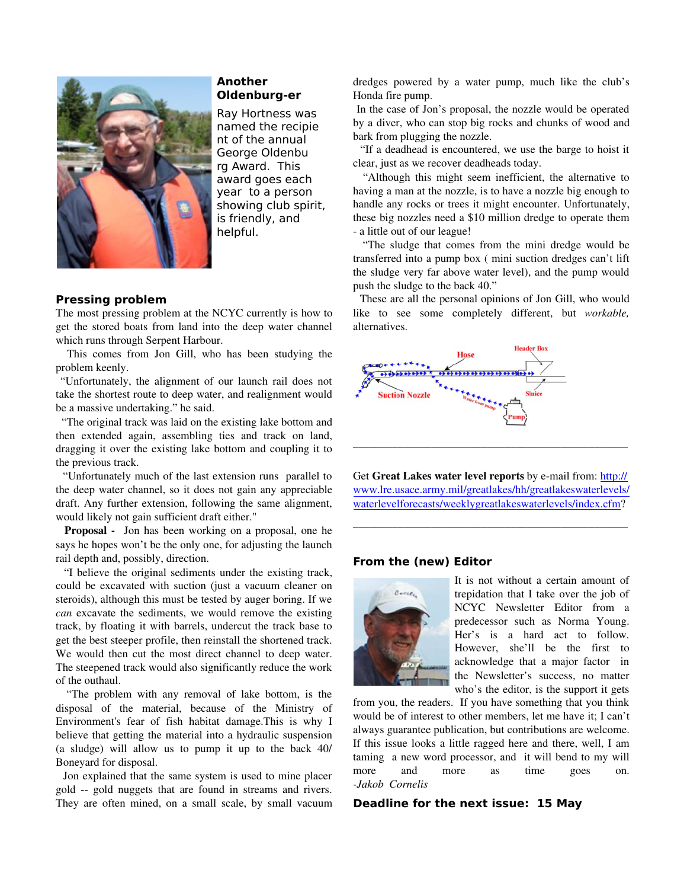## Another Oldenburg-er

Ray Hortness was named the recipient of the annual George Oldenburg Award. This award goes each year to a person showing club spirit, is friendly, and helpful.

## Pressing problem

The most pressing problem at the NCYC currently is how to get the stored boats from land into the deep water channel which runs through Serpent Harbour.

This comes from Jon Gill, who has been studying the problem keenly.

"Unfortunately, the alignment of our launch rail does not take the shortest route to deep water, and realignment would be a massive undertaking." he said.

"The original track was laid on the existing lake bottom and then extended again, assembling ties and track on land, dragging it over the existing lake bottom and coupling it to the previous track.

"Unfortunately much of the last extension runs parallel to the deep water channel, so it does not gain any appreciable draft. Any further extension, following the same alignment, would likely not gain sufficient draft either."

**Proposal -** Jon has been working on a proposal, one he says he hopes won't be the only one, for adjusting the launch rail depth and, possibly, direction.

"I believe the original sediments under the existing track, could be excavated with suction (just a vacuum cleaner on steroids), although this must be tested by auger boring. If we *can* excavate the sediments, we would remove the existing track, by floating it with barrels, undercut the track base to get the best steeper profile, then reinstall the shortened track. We would then cut the most direct channel to deep water. The steepened track would also significantly reduce the work of the outhaul.

"The problem with any removal of lake bottom, is the disposal of the material, because of the Ministry of Environment's fear of fish habitat damage.This is why I believe that getting the material into a hydraulic suspension (a sludge) will allow us to pump it up to the back 40/ Boneyard for disposal.

Jon explained that the same system is used to mine placer gold -- gold nuggets that are found in streams and rivers. They are often mined, on a small scale, by small vacuum dredges powered by a water pump, much like the club's Honda fire pump.

In the case of Jon's proposal, the nozzle would be operated by a diver, who can stop big rocks and chunks of wood and bark from plugging the nozzle.

"If a deadhead is encountered, we use the barge to hoist it clear, just as we recover deadheads today.

"Although this might seem inefficient, the alternative to having a man at the nozzle, is to have a nozzle big enough to handle any rocks or trees it might encounter. Unfortunately, these big nozzles need a $10 million dredge to operate them - a little out of our league!

"The sludge that comes from the mini dredge would be transferred into a pump box ( mini suction dredges can't lift the sludge very far above water level), and the pump would push the sludge to the back 40."

These are all the personal opinions of Jon Gill, who would like to see some completely different, but *workable,* alternatives.

Hose · Header Box · Suction Nozzle · Sluice · Water from pump · Pump

---

Get **Great Lakes water level reports** by e-mail from: http://www.lre.usace.army.mil/greatlakes/hh/greatlakeswaterlevels/waterlevelforecasts/weeklygreatlakeswaterlevels/index.cfm?

---

## From the (new) Editor

It is not without a certain amount of trepidation that I take over the job of NCYC Newsletter Editor from a predecessor such as Norma Young. Her's is a hard act to follow. However, she'll be the first to acknowledge that a major factor in the Newsletter's success, no matter who's the editor, is the support it gets from you, the readers. If you have something that you think would be of interest to other members, let me have it; I can't always guarantee publication, but contributions are welcome. If this issue looks a little ragged here and there, well, I am taming a new word processor, and it will bend to my will more and more as time goes on.
*-Jakob Cornelis*

**Deadline for the next issue: 15 May**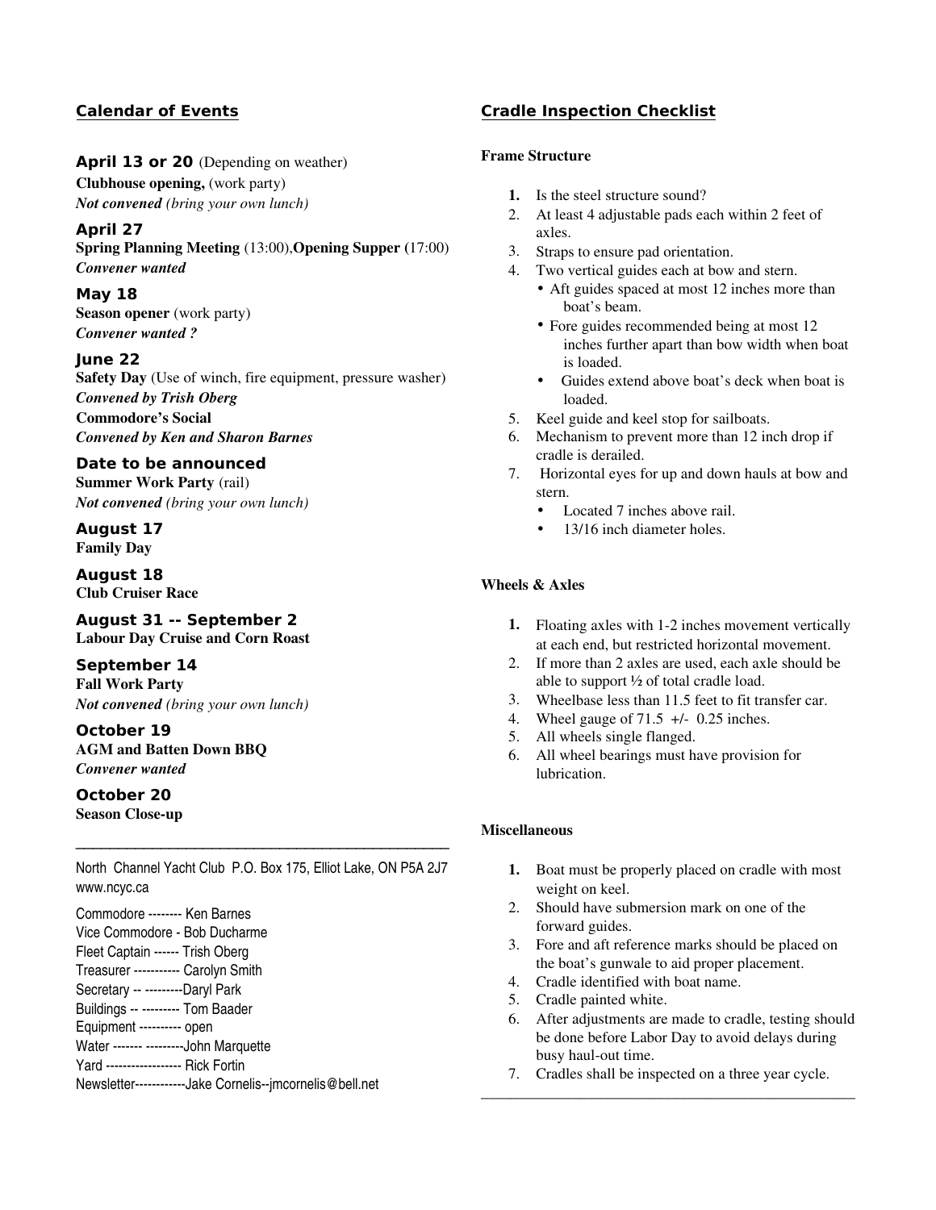## Calendar of Events

**April 13 or 20** (Depending on weather)
**Clubhouse opening,** (work party)
***Not convened*** *(bring your own lunch)*

**April 27**
**Spring Planning Meeting** (13:00),**Opening Supper** (17:00)
***Convener wanted***

**May 18**
**Season opener** (work party)
***Convener wanted ?***

**June 22**
**Safety Day** (Use of winch, fire equipment, pressure washer)
***Convened by Trish Oberg***
**Commodore's Social**
***Convened by Ken and Sharon Barnes***

**Date to be announced**
**Summer Work Party** (rail)
***Not convened*** *(bring your own lunch)*

**August 17**
**Family Day**

**August 18**
**Club Cruiser Race**

**August 31 -- September 2**
**Labour Day Cruise and Corn Roast**

**September 14**
**Fall Work Party**
***Not convened*** *(bring your own lunch)*

**October 19**
**AGM and Batten Down BBQ**
***Convener wanted***

**October 20**
**Season Close-up**

---

North Channel Yacht Club P.O. Box 175, Elliot Lake, ON P5A 2J7
www.ncyc.ca

Commodore -------- Ken Barnes
Vice Commodore - Bob Ducharme
Fleet Captain ------ Trish Oberg
Treasurer ----------- Carolyn Smith
Secretary -- ---------Daryl Park
Buildings -- --------- Tom Baader
Equipment ---------- open
Water ------- ---------John Marquette
Yard ------------------ Rick Fortin
Newsletter------------Jake Cornelis--jmcornelis@bell.net

## Cradle Inspection Checklist

**Frame Structure**

1. Is the steel structure sound?
2. At least 4 adjustable pads each within 2 feet of axles.
3. Straps to ensure pad orientation.
4. Two vertical guides each at bow and stern.
   - Aft guides spaced at most 12 inches more than boat's beam.
   - Fore guides recommended being at most 12 inches further apart than bow width when boat is loaded.
   - Guides extend above boat's deck when boat is loaded.
5. Keel guide and keel stop for sailboats.
6. Mechanism to prevent more than 12 inch drop if cradle is derailed.
7. Horizontal eyes for up and down hauls at bow and stern.
   - Located 7 inches above rail.
   - 13/16 inch diameter holes.

**Wheels & Axles**

1. Floating axles with 1-2 inches movement vertically at each end, but restricted horizontal movement.
2. If more than 2 axles are used, each axle should be able to support ½ of total cradle load.
3. Wheelbase less than 11.5 feet to fit transfer car.
4. Wheel gauge of 71.5 +/- 0.25 inches.
5. All wheels single flanged.
6. All wheel bearings must have provision for lubrication.

**Miscellaneous**

1. Boat must be properly placed on cradle with most weight on keel.
2. Should have submersion mark on one of the forward guides.
3. Fore and aft reference marks should be placed on the boat's gunwale to aid proper placement.
4. Cradle identified with boat name.
5. Cradle painted white.
6. After adjustments are made to cradle, testing should be done before Labor Day to avoid delays during busy haul-out time.
7. Cradles shall be inspected on a three year cycle.